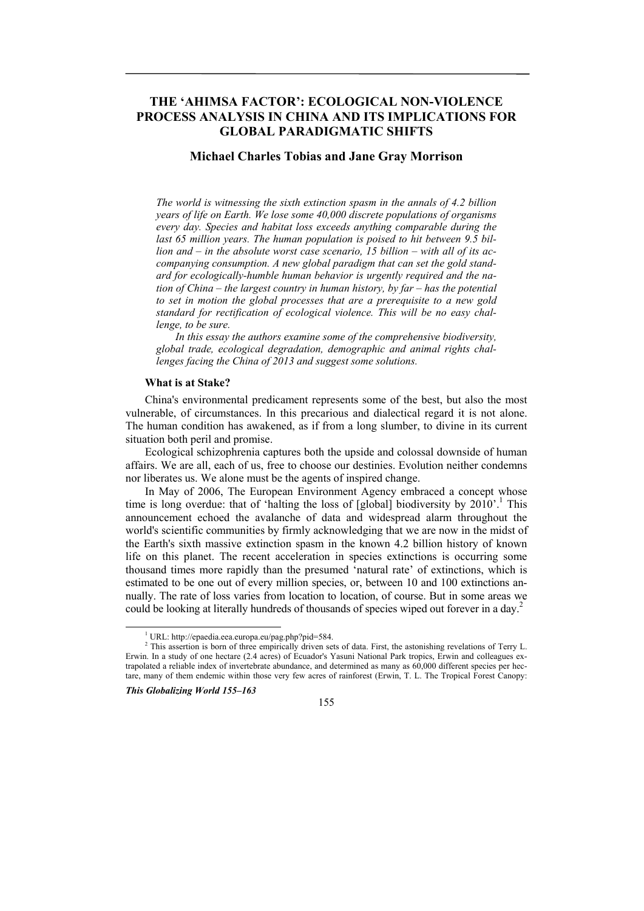# THE 'AHIMSA FACTOR': ECOLOGICAL NON-VIOLENCE PROCESS ANALYSIS IN CHINA AND ITS IMPLICATIONS FOR GLOBAL PARADIGMATIC SHIFTS

**Michael Charles Tobias and Jane Gray Morrison**

*The world is witnessing the sixth extinction spasm in the annals of 4.2 billion years of life on Earth. We lose some 40,000 discrete populations of organisms every day. Species and habitat loss exceeds anything comparable during the last 65 million years. The human population is poised to hit between 9.5 billion and – in the absolute worst case scenario, 15 billion – with all of its accompanying consumption. A new global paradigm that can set the gold standard for ecologically-humble human behavior is urgently required and the nation of China – the largest country in human history, by far – has the potential to set in motion the global processes that are a prerequisite to a new gold standard for rectification of ecological violence. This will be no easy challenge, to be sure.*

*In this essay the authors examine some of the comprehensive biodiversity, global trade, ecological degradation, demographic and animal rights challenges facing the China of 2013 and suggest some solutions.*

### What is at Stake?

China's environmental predicament represents some of the best, but also the most vulnerable, of circumstances. In this precarious and dialectical regard it is not alone. The human condition has awakened, as if from a long slumber, to divine in its current situation both peril and promise.

Ecological schizophrenia captures both the upside and colossal downside of human affairs. We are all, each of us, free to choose our destinies. Evolution neither condemns nor liberates us. We alone must be the agents of inspired change.

In May of 2006, The European Environment Agency embraced a concept whose time is long overdue: that of 'halting the loss of [global] biodiversity by 2010'.[1] This announcement echoed the avalanche of data and widespread alarm throughout the world's scientific communities by firmly acknowledging that we are now in the midst of the Earth's sixth massive extinction spasm in the known 4.2 billion history of known life on this planet. The recent acceleration in species extinctions is occurring some thousand times more rapidly than the presumed 'natural rate' of extinctions, which is estimated to be one out of every million species, or, between 10 and 100 extinctions annually. The rate of loss varies from location to location, of course. But in some areas we could be looking at literally hundreds of thousands of species wiped out forever in a day.[2]

---

[1] URL: http://epaedia.eea.europa.eu/pag.php?pid=584.

[2] This assertion is born of three empirically driven sets of data. First, the astonishing revelations of Terry L. Erwin. In a study of one hectare (2.4 acres) of Ecuador's Yasuni National Park tropics, Erwin and colleagues extrapolated a reliable index of invertebrate abundance, and determined as many as 60,000 different species per hectare, many of them endemic within those very few acres of rainforest (Erwin, T. L. The Tropical Forest Canopy: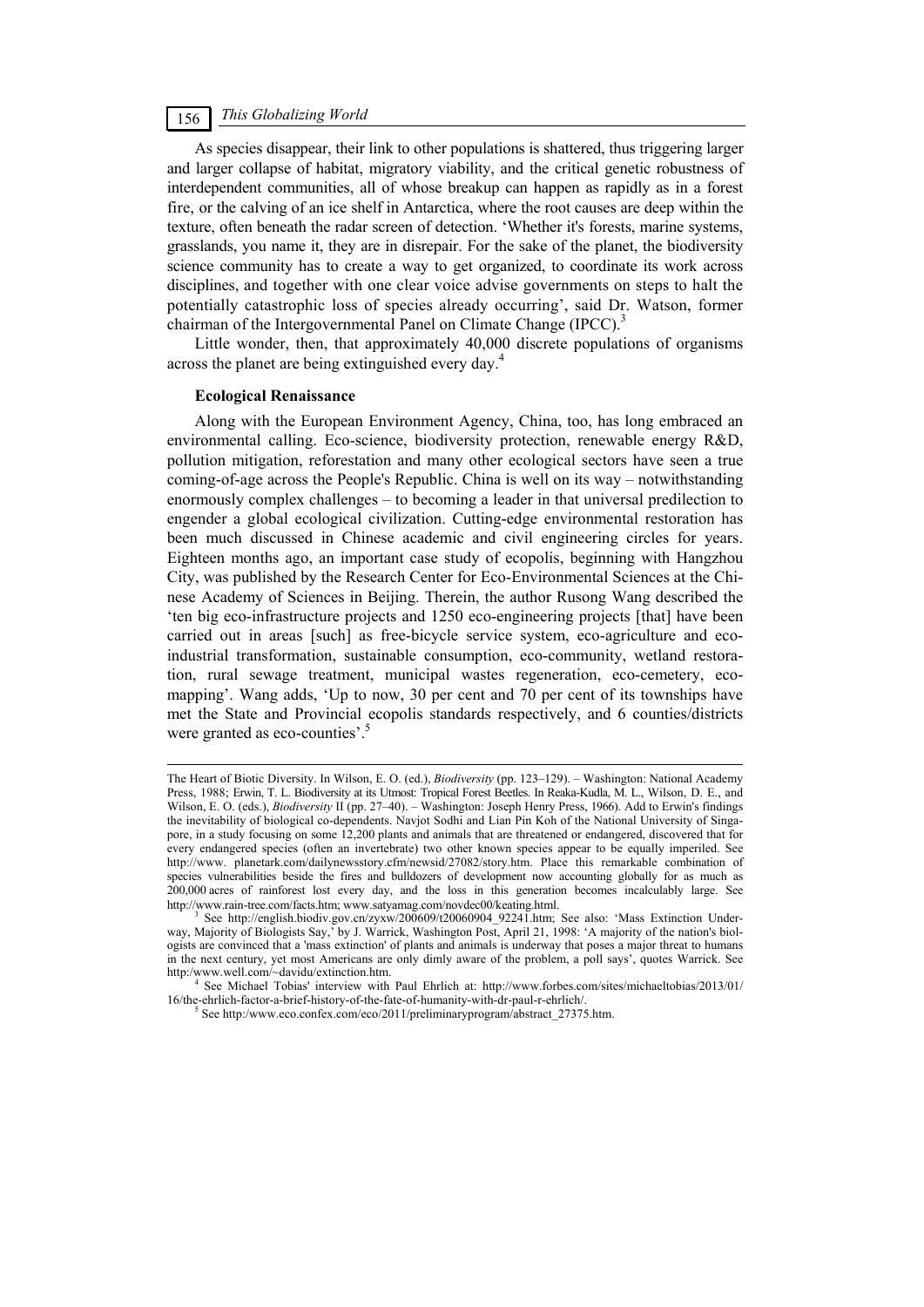As species disappear, their link to other populations is shattered, thus triggering larger and larger collapse of habitat, migratory viability, and the critical genetic robustness of interdependent communities, all of whose breakup can happen as rapidly as in a forest fire, or the calving of an ice shelf in Antarctica, where the root causes are deep within the texture, often beneath the radar screen of detection. 'Whether it's forests, marine systems, grasslands, you name it, they are in disrepair. For the sake of the planet, the biodiversity science community has to create a way to get organized, to coordinate its work across disciplines, and together with one clear voice advise governments on steps to halt the potentially catastrophic loss of species already occurring', said Dr. Watson, former chairman of the Intergovernmental Panel on Climate Change (IPCC).[3]

Little wonder, then, that approximately 40,000 discrete populations of organisms across the planet are being extinguished every day.[4]

**Ecological Renaissance**

Along with the European Environment Agency, China, too, has long embraced an environmental calling. Eco-science, biodiversity protection, renewable energy R&D, pollution mitigation, reforestation and many other ecological sectors have seen a true coming-of-age across the People's Republic. China is well on its way – notwithstanding enormously complex challenges – to becoming a leader in that universal predilection to engender a global ecological civilization. Cutting-edge environmental restoration has been much discussed in Chinese academic and civil engineering circles for years. Eighteen months ago, an important case study of ecopolis, beginning with Hangzhou City, was published by the Research Center for Eco-Environmental Sciences at the Chinese Academy of Sciences in Beijing. Therein, the author Rusong Wang described the 'ten big eco-infrastructure projects and 1250 eco-engineering projects [that] have been carried out in areas [such] as free-bicycle service system, eco-agriculture and eco-industrial transformation, sustainable consumption, eco-community, wetland restoration, rural sewage treatment, municipal wastes regeneration, eco-cemetery, eco-mapping'. Wang adds, 'Up to now, 30 per cent and 70 per cent of its townships have met the State and Provincial ecopolis standards respectively, and 6 counties/districts were granted as eco-counties'.[5]

---

The Heart of Biotic Diversity. In Wilson, E. O. (ed.), *Biodiversity* (pp. 123–129). – Washington: National Academy Press, 1988; Erwin, T. L. Biodiversity at its Utmost: Tropical Forest Beetles. In Reaka-Kudla, M. L., Wilson, D. E., and Wilson, E. O. (eds.), *Biodiversity* II (pp. 27–40). – Washington: Joseph Henry Press, 1966). Add to Erwin's findings the inevitability of biological co-dependents. Navjot Sodhi and Lian Pin Koh of the National University of Singapore, in a study focusing on some 12,200 plants and animals that are threatened or endangered, discovered that for every endangered species (often an invertebrate) two other known species appear to be equally imperiled. See http://www. planetark.com/dailynewsstory.cfm/newsid/27082/story.htm. Place this remarkable combination of species vulnerabilities beside the fires and bulldozers of development now accounting globally for as much as 200,000 acres of rainforest lost every day, and the loss in this generation becomes incalculably large. See http://www.rain-tree.com/facts.htm; www.satyamag.com/novdec00/keating.html.

[3] See http://english.biodiv.gov.cn/zyxw/200609/t20060904_92241.htm; See also: 'Mass Extinction Underway, Majority of Biologists Say,' by J. Warrick, Washington Post, April 21, 1998: 'A majority of the nation's biologists are convinced that a 'mass extinction' of plants and animals is underway that poses a major threat to humans in the next century, yet most Americans are only dimly aware of the problem, a poll says', quotes Warrick. See http:/www.well.com/~davidu/extinction.htm.

[4] See Michael Tobias' interview with Paul Ehrlich at: http://www.forbes.com/sites/michaeltobias/2013/01/16/the-ehrlich-factor-a-brief-history-of-the-fate-of-humanity-with-dr-paul-r-ehrlich/.

[5] See http:/www.eco.confex.com/eco/2011/preliminaryprogram/abstract_27375.htm.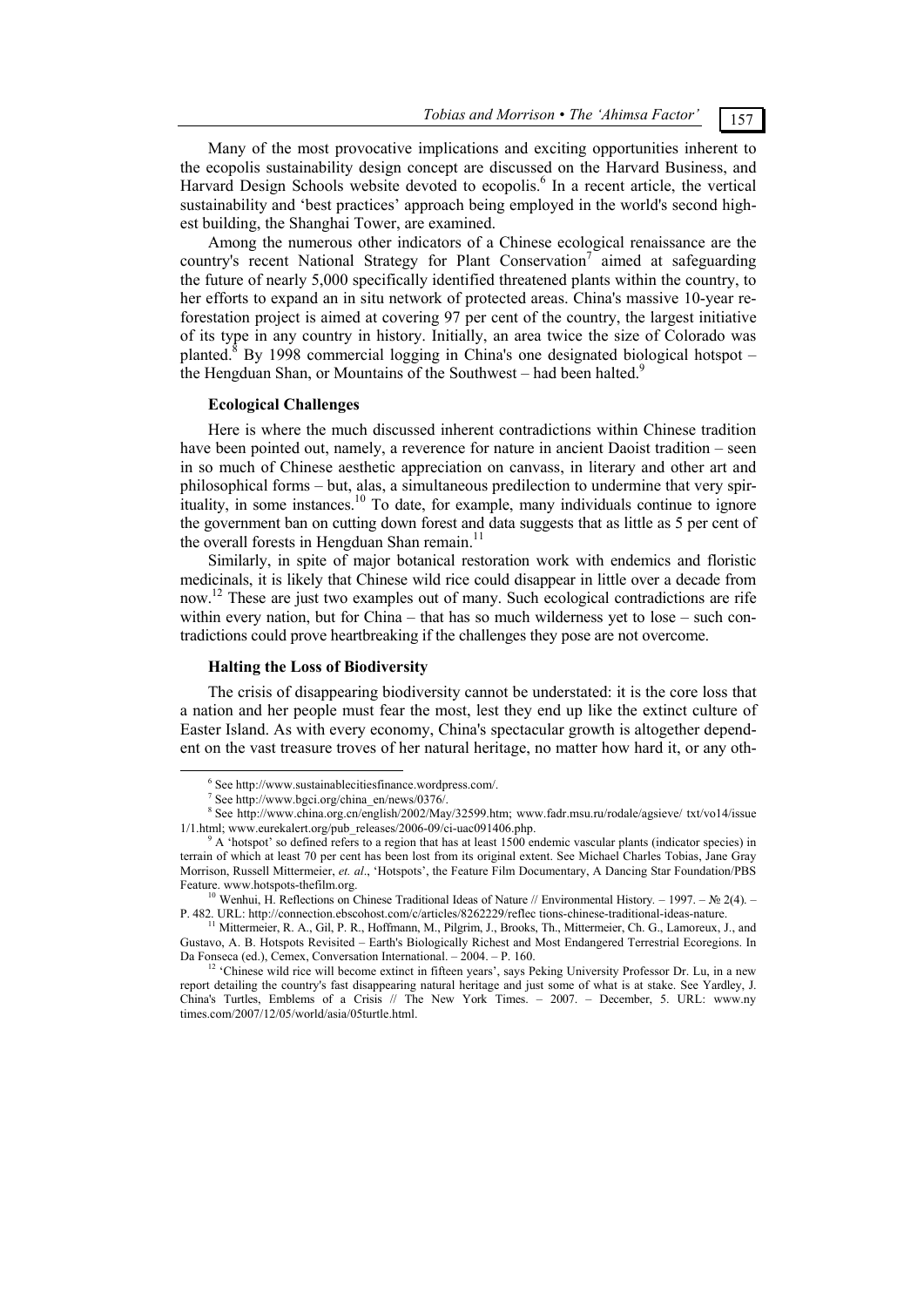Many of the most provocative implications and exciting opportunities inherent to the ecopolis sustainability design concept are discussed on the Harvard Business, and Harvard Design Schools website devoted to ecopolis.[6] In a recent article, the vertical sustainability and 'best practices' approach being employed in the world's second highest building, the Shanghai Tower, are examined.

Among the numerous other indicators of a Chinese ecological renaissance are the country's recent National Strategy for Plant Conservation[7] aimed at safeguarding the future of nearly 5,000 specifically identified threatened plants within the country, to her efforts to expand an in situ network of protected areas. China's massive 10-year reforestation project is aimed at covering 97 per cent of the country, the largest initiative of its type in any country in history. Initially, an area twice the size of Colorado was planted.[8] By 1998 commercial logging in China's one designated biological hotspot – the Hengduan Shan, or Mountains of the Southwest – had been halted.[9]

### Ecological Challenges

Here is where the much discussed inherent contradictions within Chinese tradition have been pointed out, namely, a reverence for nature in ancient Daoist tradition – seen in so much of Chinese aesthetic appreciation on canvass, in literary and other art and philosophical forms – but, alas, a simultaneous predilection to undermine that very spirituality, in some instances.[10] To date, for example, many individuals continue to ignore the government ban on cutting down forest and data suggests that as little as 5 per cent of the overall forests in Hengduan Shan remain.[11]

Similarly, in spite of major botanical restoration work with endemics and floristic medicinals, it is likely that Chinese wild rice could disappear in little over a decade from now.[12] These are just two examples out of many. Such ecological contradictions are rife within every nation, but for China – that has so much wilderness yet to lose – such contradictions could prove heartbreaking if the challenges they pose are not overcome.

### Halting the Loss of Biodiversity

The crisis of disappearing biodiversity cannot be understated: it is the core loss that a nation and her people must fear the most, lest they end up like the extinct culture of Easter Island. As with every economy, China's spectacular growth is altogether dependent on the vast treasure troves of her natural heritage, no matter how hard it, or any oth-

---

[6] See http://www.sustainablecitiesfinance.wordpress.com/.

[7] See http://www.bgci.org/china_en/news/0376/.

[8] See http://www.china.org.cn/english/2002/May/32599.htm; www.fadr.msu.ru/rodale/agsieve/ txt/vo14/issue 1/1.html; www.eurekalert.org/pub_releases/2006-09/ci-uac091406.php.

[9] A 'hotspot' so defined refers to a region that has at least 1500 endemic vascular plants (indicator species) in terrain of which at least 70 per cent has been lost from its original extent. See Michael Charles Tobias, Jane Gray Morrison, Russell Mittermeier, *et. al*., 'Hotspots', the Feature Film Documentary, A Dancing Star Foundation/PBS Feature. www.hotspots-thefilm.org.

[10] Wenhui, H. Reflections on Chinese Traditional Ideas of Nature // Environmental History. – 1997. – № 2(4). – P. 482. URL: http://connection.ebscohost.com/c/articles/8262229/reflec tions-chinese-traditional-ideas-nature.

[11] Mittermeier, R. A., Gil, P. R., Hoffmann, M., Pilgrim, J., Brooks, Th., Mittermeier, Ch. G., Lamoreux, J., and Gustavo, A. B. Hotspots Revisited – Earth's Biologically Richest and Most Endangered Terrestrial Ecoregions. In Da Fonseca (ed.), Cemex, Conversation International. – 2004. – P. 160.

[12] 'Chinese wild rice will become extinct in fifteen years', says Peking University Professor Dr. Lu, in a new report detailing the country's fast disappearing natural heritage and just some of what is at stake. See Yardley, J. China's Turtles, Emblems of a Crisis // The New York Times. – 2007. – December, 5. URL: www.ny times.com/2007/12/05/world/asia/05turtle.html.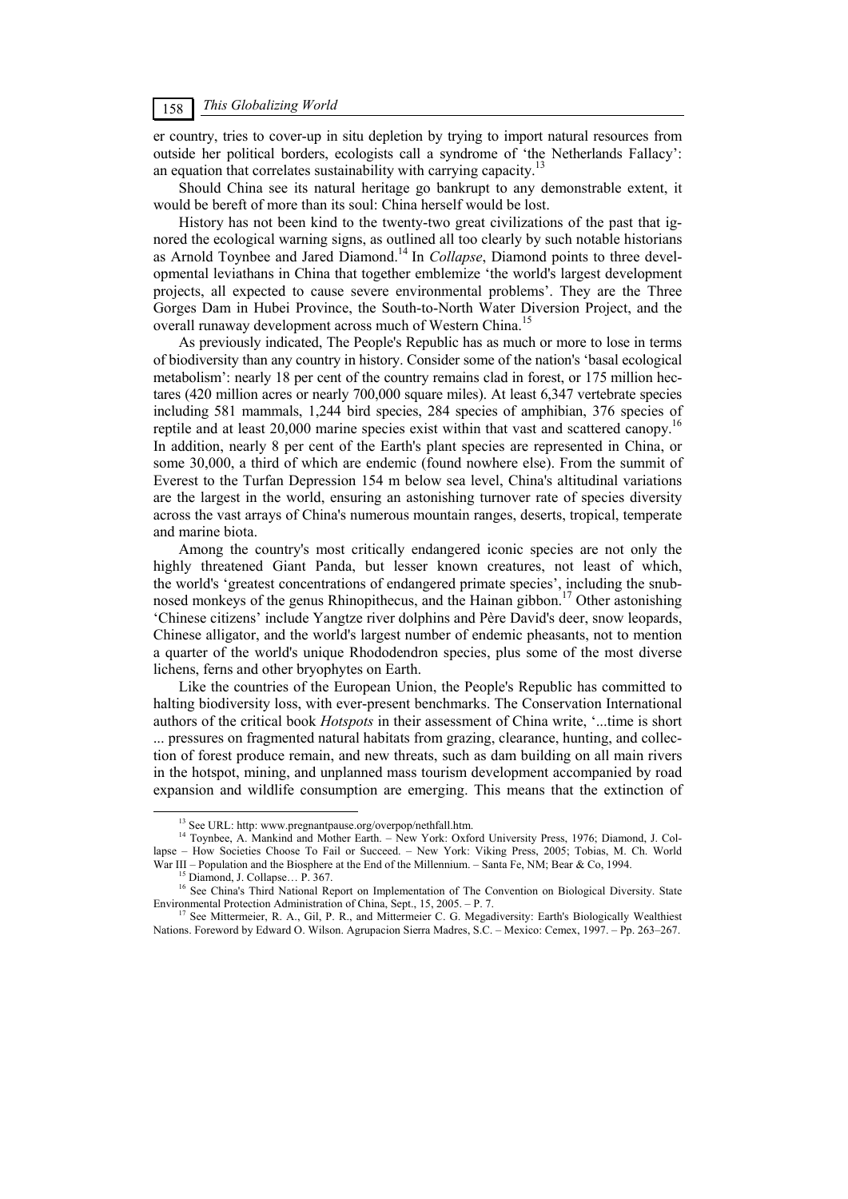er country, tries to cover-up in situ depletion by trying to import natural resources from outside her political borders, ecologists call a syndrome of 'the Netherlands Fallacy': an equation that correlates sustainability with carrying capacity.[13]

Should China see its natural heritage go bankrupt to any demonstrable extent, it would be bereft of more than its soul: China herself would be lost.

History has not been kind to the twenty-two great civilizations of the past that ignored the ecological warning signs, as outlined all too clearly by such notable historians as Arnold Toynbee and Jared Diamond.[14] In *Collapse*, Diamond points to three developmental leviathans in China that together emblemize 'the world's largest development projects, all expected to cause severe environmental problems'. They are the Three Gorges Dam in Hubei Province, the South-to-North Water Diversion Project, and the overall runaway development across much of Western China.[15]

As previously indicated, The People's Republic has as much or more to lose in terms of biodiversity than any country in history. Consider some of the nation's 'basal ecological metabolism': nearly 18 per cent of the country remains clad in forest, or 175 million hectares (420 million acres or nearly 700,000 square miles). At least 6,347 vertebrate species including 581 mammals, 1,244 bird species, 284 species of amphibian, 376 species of reptile and at least 20,000 marine species exist within that vast and scattered canopy.[16] In addition, nearly 8 per cent of the Earth's plant species are represented in China, or some 30,000, a third of which are endemic (found nowhere else). From the summit of Everest to the Turfan Depression 154 m below sea level, China's altitudinal variations are the largest in the world, ensuring an astonishing turnover rate of species diversity across the vast arrays of China's numerous mountain ranges, deserts, tropical, temperate and marine biota.

Among the country's most critically endangered iconic species are not only the highly threatened Giant Panda, but lesser known creatures, not least of which, the world's 'greatest concentrations of endangered primate species', including the snub-nosed monkeys of the genus Rhinopithecus, and the Hainan gibbon.[17] Other astonishing 'Chinese citizens' include Yangtze river dolphins and Père David's deer, snow leopards, Chinese alligator, and the world's largest number of endemic pheasants, not to mention a quarter of the world's unique Rhododendron species, plus some of the most diverse lichens, ferns and other bryophytes on Earth.

Like the countries of the European Union, the People's Republic has committed to halting biodiversity loss, with ever-present benchmarks. The Conservation International authors of the critical book *Hotspots* in their assessment of China write, '...time is short ... pressures on fragmented natural habitats from grazing, clearance, hunting, and collection of forest produce remain, and new threats, such as dam building on all main rivers in the hotspot, mining, and unplanned mass tourism development accompanied by road expansion and wildlife consumption are emerging. This means that the extinction of

---

[13] See URL: http: www.pregnantpause.org/overpop/nethfall.htm.

[14] Toynbee, A. Mankind and Mother Earth. – New York: Oxford University Press, 1976; Diamond, J. Collapse – How Societies Choose To Fail or Succeed. – New York: Viking Press, 2005; Tobias, M. Ch. World War III – Population and the Biosphere at the End of the Millennium. – Santa Fe, NM; Bear & Co, 1994.

[15] Diamond, J. Collapse… P. 367.

[16] See China's Third National Report on Implementation of The Convention on Biological Diversity. State Environmental Protection Administration of China, Sept., 15, 2005. – P. 7.

[17] See Mittermeier, R. A., Gil, P. R., and Mittermeier C. G. Megadiversity: Earth's Biologically Wealthiest Nations. Foreword by Edward O. Wilson. Agrupacion Sierra Madres, S.C. – Mexico: Cemex, 1997. – Pp. 263–267.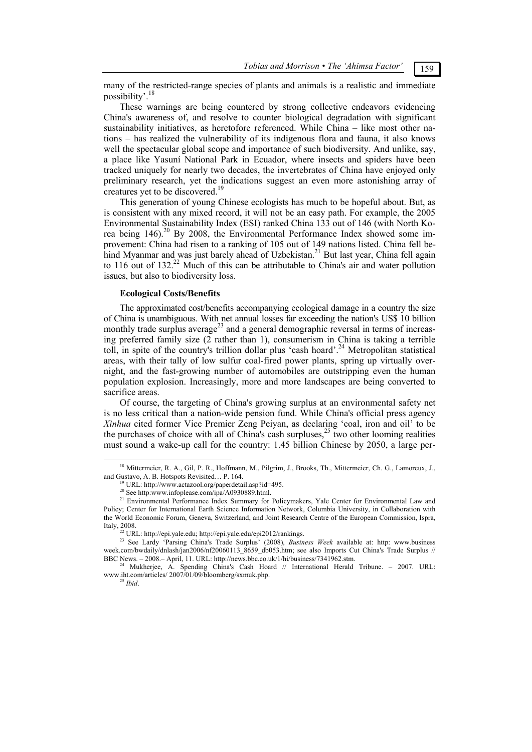many of the restricted-range species of plants and animals is a realistic and immediate possibility'.[18]

These warnings are being countered by strong collective endeavors evidencing China's awareness of, and resolve to counter biological degradation with significant sustainability initiatives, as heretofore referenced. While China – like most other nations – has realized the vulnerability of its indigenous flora and fauna, it also knows well the spectacular global scope and importance of such biodiversity. And unlike, say, a place like Yasuní National Park in Ecuador, where insects and spiders have been tracked uniquely for nearly two decades, the invertebrates of China have enjoyed only preliminary research, yet the indications suggest an even more astonishing array of creatures yet to be discovered.[19]

This generation of young Chinese ecologists has much to be hopeful about. But, as is consistent with any mixed record, it will not be an easy path. For example, the 2005 Environmental Sustainability Index (ESI) ranked China 133 out of 146 (with North Korea being 146).[20] By 2008, the Environmental Performance Index showed some improvement: China had risen to a ranking of 105 out of 149 nations listed. China fell behind Myanmar and was just barely ahead of Uzbekistan.[21] But last year, China fell again to 116 out of 132.[22] Much of this can be attributable to China's air and water pollution issues, but also to biodiversity loss.

**Ecological Costs/Benefits**

The approximated cost/benefits accompanying ecological damage in a country the size of China is unambiguous. With net annual losses far exceeding the nation's US$ 10 billion monthly trade surplus average[23] and a general demographic reversal in terms of increasing preferred family size (2 rather than 1), consumerism in China is taking a terrible toll, in spite of the country's trillion dollar plus 'cash hoard'.[24] Metropolitan statistical areas, with their tally of low sulfur coal-fired power plants, spring up virtually overnight, and the fast-growing number of automobiles are outstripping even the human population explosion. Increasingly, more and more landscapes are being converted to sacrifice areas.

Of course, the targeting of China's growing surplus at an environmental safety net is no less critical than a nation-wide pension fund. While China's official press agency *Xinhua* cited former Vice Premier Zeng Peiyan, as declaring 'coal, iron and oil' to be the purchases of choice with all of China's cash surpluses,[25] two other looming realities must sound a wake-up call for the country: 1.45 billion Chinese by 2050, a large per-

---

[18] Mittermeier, R. A., Gil, P. R., Hoffmann, M., Pilgrim, J., Brooks, Th., Mittermeier, Ch. G., Lamoreux, J., and Gustavo, A. B. Hotspots Revisited… P. 164.

[19] URL: http://www.actazool.org/paperdetail.asp?id=495.

[20] See http:www.infoplease.com/ipa/A0930889.html.

[21] Environmental Performance Index Summary for Policymakers, Yale Center for Environmental Law and Policy; Center for International Earth Science Information Network, Columbia University, in Collaboration with the World Economic Forum, Geneva, Switzerland, and Joint Research Centre of the European Commission, Ispra, Italy, 2008.

[22] URL: http://epi.yale.edu; http://epi.yale.edu/epi2012/rankings.

[23] See Lardy 'Parsing China's Trade Surplus' (2008), *Business Week* available at: http: www.business week.com/bwdaily/dnlash/jan2006/nf20060113_8659_db053.htm; see also Imports Cut China's Trade Surplus // BBC News. – 2008.– April, 11. URL: http://news.bbc.co.uk/1/hi/business/7341962.stm.

[24] Mukherjee, A. Spending China's Cash Hoard // International Herald Tribune. – 2007. URL: www.iht.com/articles/ 2007/01/09/bloomberg/sxmuk.php.

[25] *Ibid*.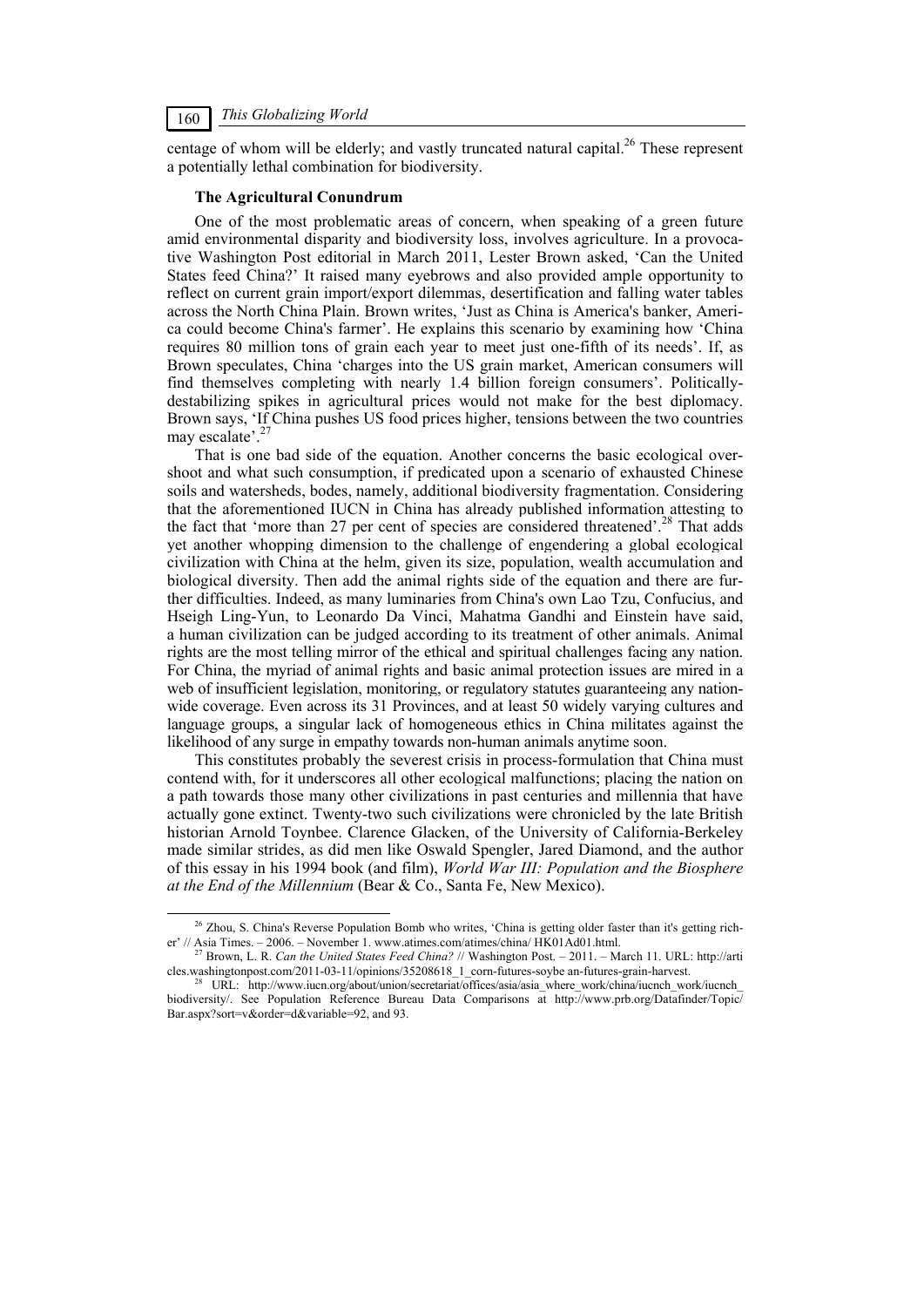centage of whom will be elderly; and vastly truncated natural capital.[26] These represent a potentially lethal combination for biodiversity.

### The Agricultural Conundrum

One of the most problematic areas of concern, when speaking of a green future amid environmental disparity and biodiversity loss, involves agriculture. In a provocative Washington Post editorial in March 2011, Lester Brown asked, 'Can the United States feed China?' It raised many eyebrows and also provided ample opportunity to reflect on current grain import/export dilemmas, desertification and falling water tables across the North China Plain. Brown writes, 'Just as China is America's banker, America could become China's farmer'. He explains this scenario by examining how 'China requires 80 million tons of grain each year to meet just one-fifth of its needs'. If, as Brown speculates, China 'charges into the US grain market, American consumers will find themselves completing with nearly 1.4 billion foreign consumers'. Politically-destabilizing spikes in agricultural prices would not make for the best diplomacy. Brown says, 'If China pushes US food prices higher, tensions between the two countries may escalate'.[27]

That is one bad side of the equation. Another concerns the basic ecological overshoot and what such consumption, if predicated upon a scenario of exhausted Chinese soils and watersheds, bodes, namely, additional biodiversity fragmentation. Considering that the aforementioned IUCN in China has already published information attesting to the fact that 'more than 27 per cent of species are considered threatened'.[28] That adds yet another whopping dimension to the challenge of engendering a global ecological civilization with China at the helm, given its size, population, wealth accumulation and biological diversity. Then add the animal rights side of the equation and there are further difficulties. Indeed, as many luminaries from China's own Lao Tzu, Confucius, and Hseigh Ling-Yun, to Leonardo Da Vinci, Mahatma Gandhi and Einstein have said, a human civilization can be judged according to its treatment of other animals. Animal rights are the most telling mirror of the ethical and spiritual challenges facing any nation. For China, the myriad of animal rights and basic animal protection issues are mired in a web of insufficient legislation, monitoring, or regulatory statutes guaranteeing any nationwide coverage. Even across its 31 Provinces, and at least 50 widely varying cultures and language groups, a singular lack of homogeneous ethics in China militates against the likelihood of any surge in empathy towards non-human animals anytime soon.

This constitutes probably the severest crisis in process-formulation that China must contend with, for it underscores all other ecological malfunctions; placing the nation on a path towards those many other civilizations in past centuries and millennia that have actually gone extinct. Twenty-two such civilizations were chronicled by the late British historian Arnold Toynbee. Clarence Glacken, of the University of California-Berkeley made similar strides, as did men like Oswald Spengler, Jared Diamond, and the author of this essay in his 1994 book (and film), *World War III: Population and the Biosphere at the End of the Millennium* (Bear & Co., Santa Fe, New Mexico).

---

[26] Zhou, S. China's Reverse Population Bomb who writes, 'China is getting older faster than it's getting richer' // Asia Times. – 2006. – November 1. www.atimes.com/atimes/china/ HK01Ad01.html.

[27] Brown, L. R. *Can the United States Feed China?* // Washington Post. – 2011. – March 11. URL: http://articles.washingtonpost.com/2011-03-11/opinions/35208618_1_corn-futures-soybe an-futures-grain-harvest.

[28] URL: http://www.iucn.org/about/union/secretariat/offices/asia/asia_where_work/china/iucnch_work/iucnch_biodiversity/. See Population Reference Bureau Data Comparisons at http://www.prb.org/Datafinder/Topic/Bar.aspx?sort=v&order=d&variable=92, and 93.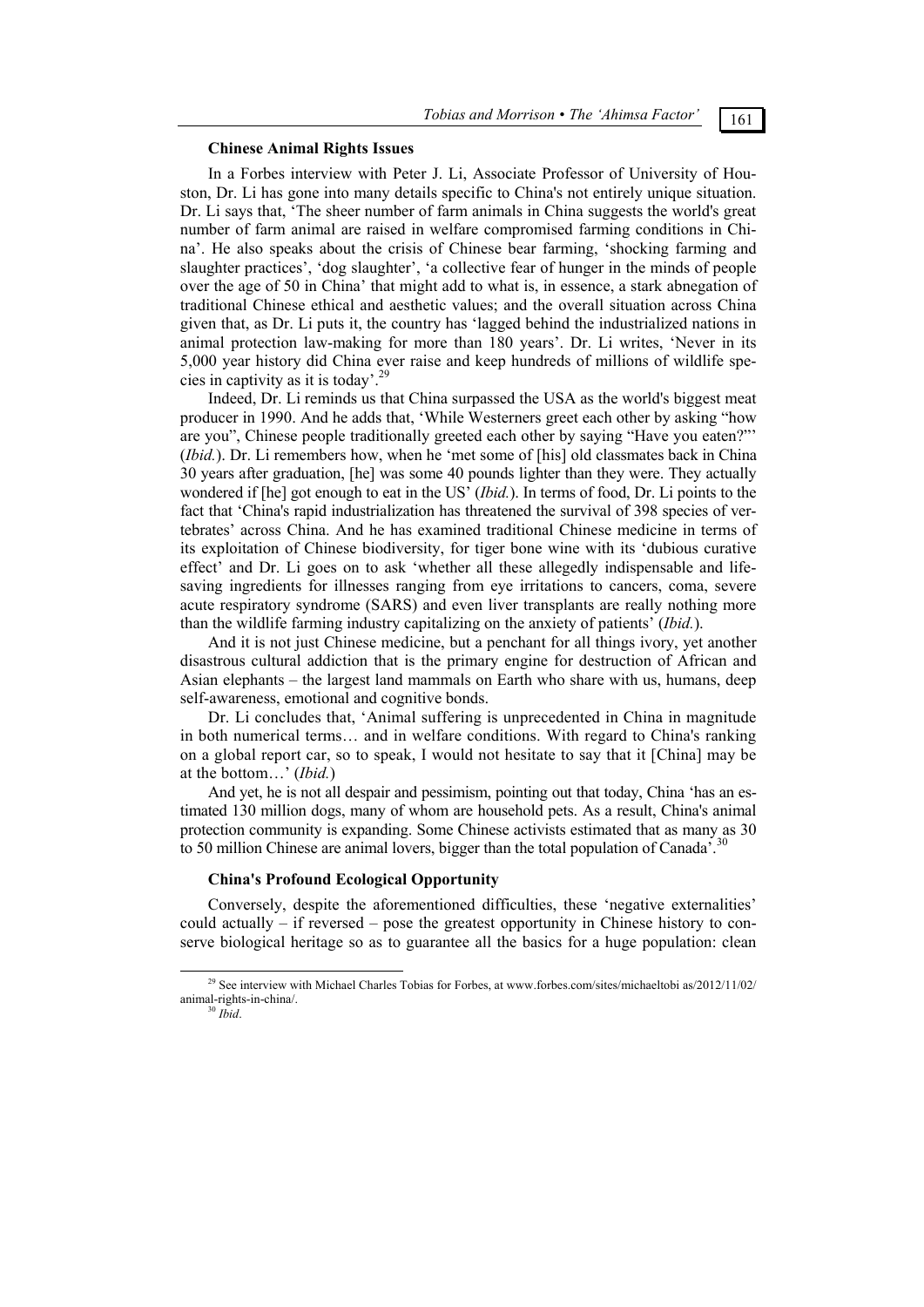### Chinese Animal Rights Issues

In a Forbes interview with Peter J. Li, Associate Professor of University of Houston, Dr. Li has gone into many details specific to China's not entirely unique situation. Dr. Li says that, 'The sheer number of farm animals in China suggests the world's great number of farm animal are raised in welfare compromised farming conditions in China'. He also speaks about the crisis of Chinese bear farming, 'shocking farming and slaughter practices', 'dog slaughter', 'a collective fear of hunger in the minds of people over the age of 50 in China' that might add to what is, in essence, a stark abnegation of traditional Chinese ethical and aesthetic values; and the overall situation across China given that, as Dr. Li puts it, the country has 'lagged behind the industrialized nations in animal protection law-making for more than 180 years'. Dr. Li writes, 'Never in its 5,000 year history did China ever raise and keep hundreds of millions of wildlife species in captivity as it is today'.[29]

Indeed, Dr. Li reminds us that China surpassed the USA as the world's biggest meat producer in 1990. And he adds that, 'While Westerners greet each other by asking "how are you", Chinese people traditionally greeted each other by saying "Have you eaten?"' (*Ibid.*). Dr. Li remembers how, when he 'met some of [his] old classmates back in China 30 years after graduation, [he] was some 40 pounds lighter than they were. They actually wondered if [he] got enough to eat in the US' (*Ibid.*). In terms of food, Dr. Li points to the fact that 'China's rapid industrialization has threatened the survival of 398 species of vertebrates' across China. And he has examined traditional Chinese medicine in terms of its exploitation of Chinese biodiversity, for tiger bone wine with its 'dubious curative effect' and Dr. Li goes on to ask 'whether all these allegedly indispensable and life-saving ingredients for illnesses ranging from eye irritations to cancers, coma, severe acute respiratory syndrome (SARS) and even liver transplants are really nothing more than the wildlife farming industry capitalizing on the anxiety of patients' (*Ibid.*).

And it is not just Chinese medicine, but a penchant for all things ivory, yet another disastrous cultural addiction that is the primary engine for destruction of African and Asian elephants – the largest land mammals on Earth who share with us, humans, deep self-awareness, emotional and cognitive bonds.

Dr. Li concludes that, 'Animal suffering is unprecedented in China in magnitude in both numerical terms… and in welfare conditions. With regard to China's ranking on a global report car, so to speak, I would not hesitate to say that it [China] may be at the bottom…' (*Ibid.*)

And yet, he is not all despair and pessimism, pointing out that today, China 'has an estimated 130 million dogs, many of whom are household pets. As a result, China's animal protection community is expanding. Some Chinese activists estimated that as many as 30 to 50 million Chinese are animal lovers, bigger than the total population of Canada'.[30]

### China's Profound Ecological Opportunity

Conversely, despite the aforementioned difficulties, these 'negative externalities' could actually – if reversed – pose the greatest opportunity in Chinese history to conserve biological heritage so as to guarantee all the basics for a huge population: clean

---

[29] See interview with Michael Charles Tobias for Forbes, at www.forbes.com/sites/michaeltobi as/2012/11/02/animal-rights-in-china/.

[30] *Ibid*.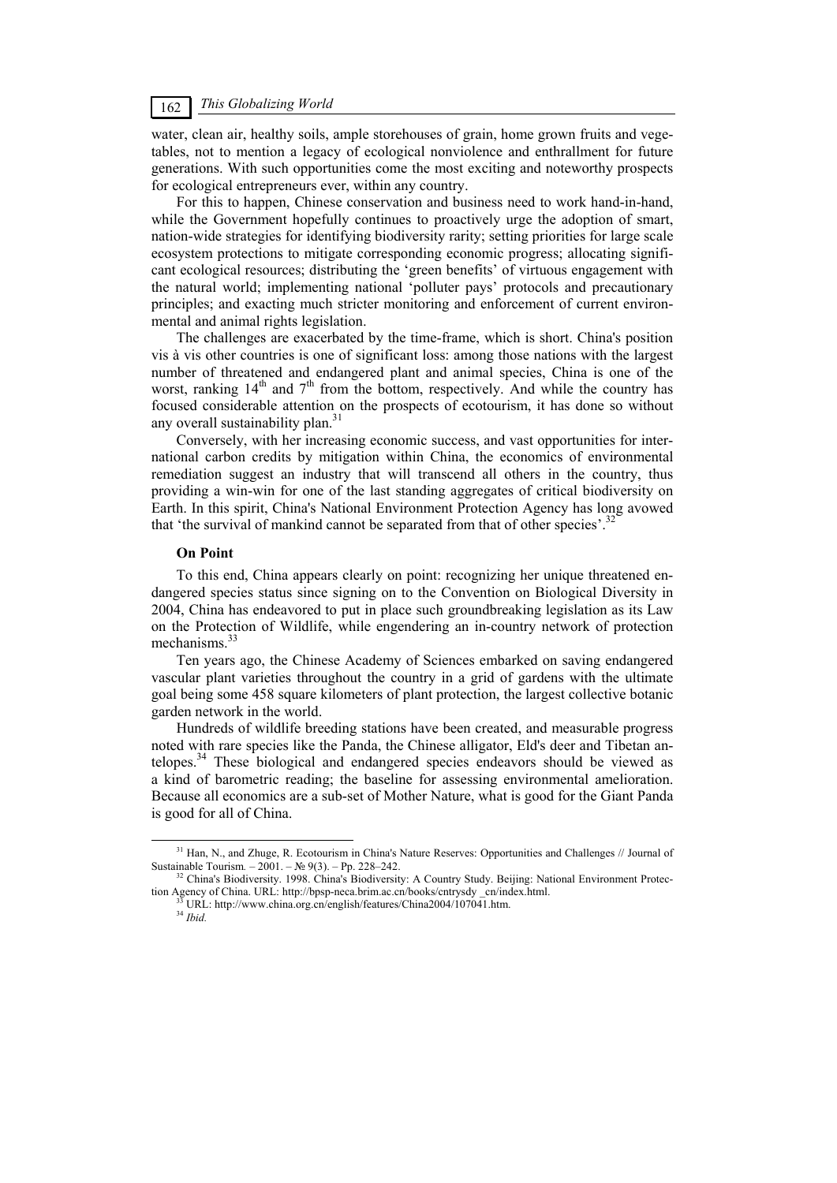water, clean air, healthy soils, ample storehouses of grain, home grown fruits and vegetables, not to mention a legacy of ecological nonviolence and enthrallment for future generations. With such opportunities come the most exciting and noteworthy prospects for ecological entrepreneurs ever, within any country.

For this to happen, Chinese conservation and business need to work hand-in-hand, while the Government hopefully continues to proactively urge the adoption of smart, nation-wide strategies for identifying biodiversity rarity; setting priorities for large scale ecosystem protections to mitigate corresponding economic progress; allocating significant ecological resources; distributing the 'green benefits' of virtuous engagement with the natural world; implementing national 'polluter pays' protocols and precautionary principles; and exacting much stricter monitoring and enforcement of current environmental and animal rights legislation.

The challenges are exacerbated by the time-frame, which is short. China's position vis à vis other countries is one of significant loss: among those nations with the largest number of threatened and endangered plant and animal species, China is one of the worst, ranking 14th and 7th from the bottom, respectively. And while the country has focused considerable attention on the prospects of ecotourism, it has done so without any overall sustainability plan.[31]

Conversely, with her increasing economic success, and vast opportunities for international carbon credits by mitigation within China, the economics of environmental remediation suggest an industry that will transcend all others in the country, thus providing a win-win for one of the last standing aggregates of critical biodiversity on Earth. In this spirit, China's National Environment Protection Agency has long avowed that 'the survival of mankind cannot be separated from that of other species'.[32]

**On Point**

To this end, China appears clearly on point: recognizing her unique threatened endangered species status since signing on to the Convention on Biological Diversity in 2004, China has endeavored to put in place such groundbreaking legislation as its Law on the Protection of Wildlife, while engendering an in-country network of protection mechanisms.[33]

Ten years ago, the Chinese Academy of Sciences embarked on saving endangered vascular plant varieties throughout the country in a grid of gardens with the ultimate goal being some 458 square kilometers of plant protection, the largest collective botanic garden network in the world.

Hundreds of wildlife breeding stations have been created, and measurable progress noted with rare species like the Panda, the Chinese alligator, Eld's deer and Tibetan antelopes.[34] These biological and endangered species endeavors should be viewed as a kind of barometric reading; the baseline for assessing environmental amelioration. Because all economics are a sub-set of Mother Nature, what is good for the Giant Panda is good for all of China.

---

[31] Han, N., and Zhuge, R. Ecotourism in China's Nature Reserves: Opportunities and Challenges // Journal of Sustainable Tourism. – 2001. – № 9(3). – Pp. 228–242.

[32] China's Biodiversity. 1998. China's Biodiversity: A Country Study. Beijing: National Environment Protection Agency of China. URL: http://bpsp-neca.brim.ac.cn/books/cntrysdy _cn/index.html.

[33] URL: http://www.china.org.cn/english/features/China2004/107041.htm.

[34] *Ibid.*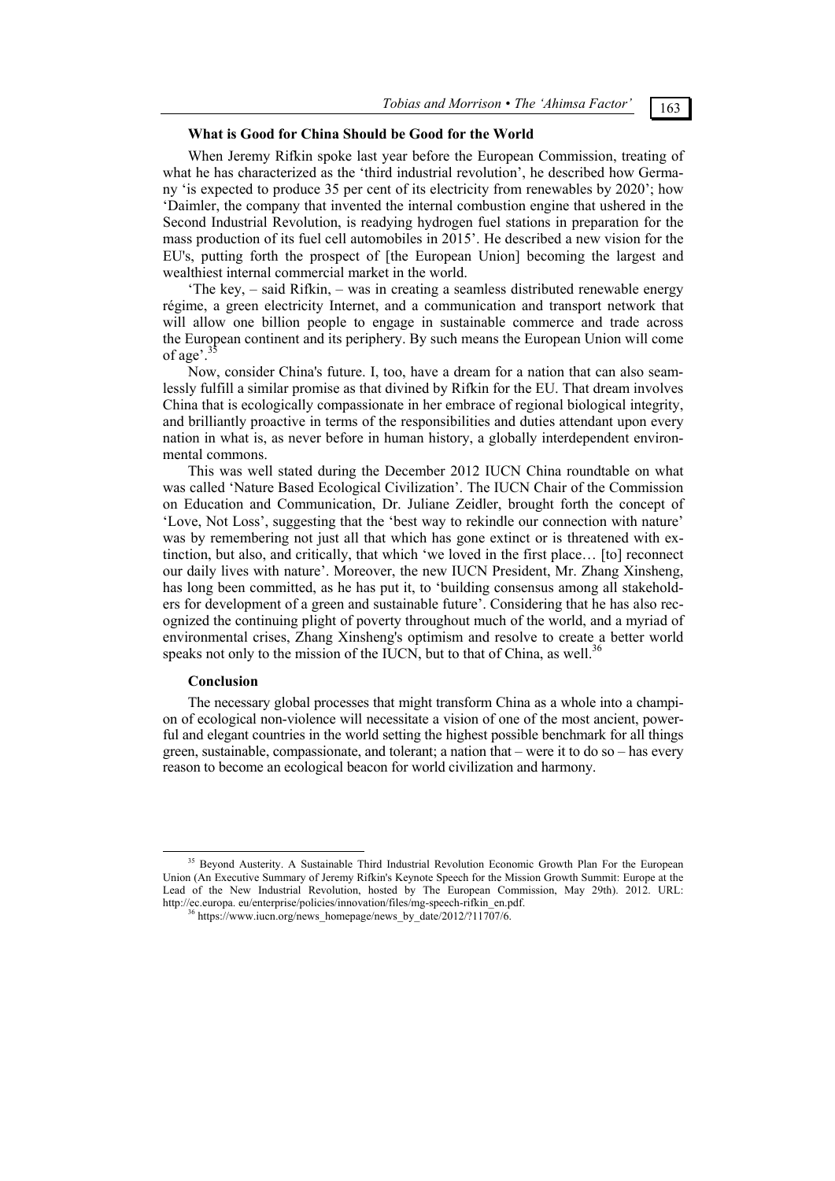### What is Good for China Should be Good for the World

When Jeremy Rifkin spoke last year before the European Commission, treating of what he has characterized as the 'third industrial revolution', he described how Germany 'is expected to produce 35 per cent of its electricity from renewables by 2020'; how 'Daimler, the company that invented the internal combustion engine that ushered in the Second Industrial Revolution, is readying hydrogen fuel stations in preparation for the mass production of its fuel cell automobiles in 2015'. He described a new vision for the EU's, putting forth the prospect of [the European Union] becoming the largest and wealthiest internal commercial market in the world.

'The key, – said Rifkin, – was in creating a seamless distributed renewable energy régime, a green electricity Internet, and a communication and transport network that will allow one billion people to engage in sustainable commerce and trade across the European continent and its periphery. By such means the European Union will come of age'.[35]

Now, consider China's future. I, too, have a dream for a nation that can also seamlessly fulfill a similar promise as that divined by Rifkin for the EU. That dream involves China that is ecologically compassionate in her embrace of regional biological integrity, and brilliantly proactive in terms of the responsibilities and duties attendant upon every nation in what is, as never before in human history, a globally interdependent environmental commons.

This was well stated during the December 2012 IUCN China roundtable on what was called 'Nature Based Ecological Civilization'. The IUCN Chair of the Commission on Education and Communication, Dr. Juliane Zeidler, brought forth the concept of 'Love, Not Loss', suggesting that the 'best way to rekindle our connection with nature' was by remembering not just all that which has gone extinct or is threatened with extinction, but also, and critically, that which 'we loved in the first place… [to] reconnect our daily lives with nature'. Moreover, the new IUCN President, Mr. Zhang Xinsheng, has long been committed, as he has put it, to 'building consensus among all stakeholders for development of a green and sustainable future'. Considering that he has also recognized the continuing plight of poverty throughout much of the world, and a myriad of environmental crises, Zhang Xinsheng's optimism and resolve to create a better world speaks not only to the mission of the IUCN, but to that of China, as well.[36]

### Conclusion

The necessary global processes that might transform China as a whole into a champion of ecological non-violence will necessitate a vision of one of the most ancient, powerful and elegant countries in the world setting the highest possible benchmark for all things green, sustainable, compassionate, and tolerant; a nation that – were it to do so – has every reason to become an ecological beacon for world civilization and harmony.

---

[35] Beyond Austerity. A Sustainable Third Industrial Revolution Economic Growth Plan For the European Union (An Executive Summary of Jeremy Rifkin's Keynote Speech for the Mission Growth Summit: Europe at the Lead of the New Industrial Revolution, hosted by The European Commission, May 29th). 2012. URL: http://ec.europa. eu/enterprise/policies/innovation/files/mg-speech-rifkin_en.pdf.

[36] https://www.iucn.org/news_homepage/news_by_date/2012/?11707/6.